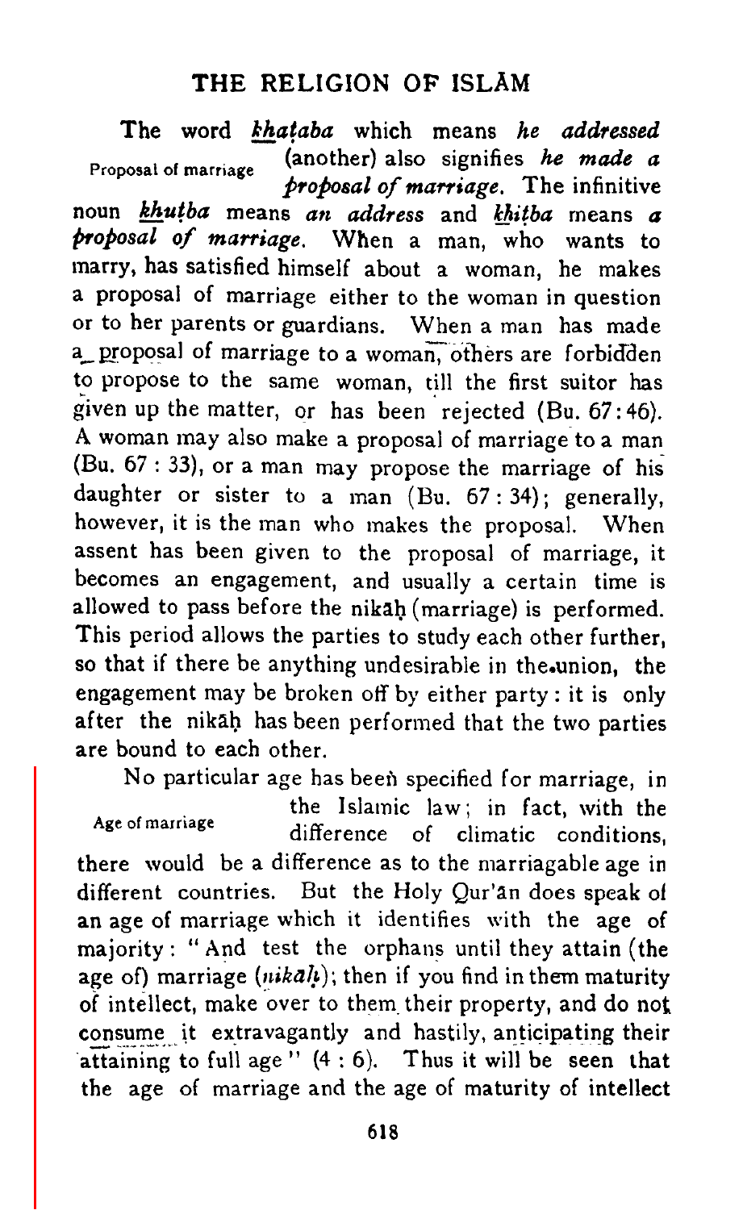**Proposal of marriage**

The word *khaṭaba* which means *he addressed* (another) also signifies *he made a proposal of marriage*. The infinitive noun *khuṭba* means *an address* and *khiṭba* means *a proposal of marriage*. When a man, who wants to marry, has satisfied himself about a woman, he makes a proposal of marriage either to the woman in question or to her parents or guardians. When a man has made a proposal of marriage to a woman, others are forbidden to propose to the same woman, till the first suitor has given up the matter, or has been rejected (Bu. 67:46). A woman may also make a proposal of marriage to a man (Bu. 67 : 33), or a man may propose the marriage of his daughter or sister to a man (Bu. 67 : 34); generally, however, it is the man who makes the proposal. When assent has been given to the proposal of marriage, it becomes an engagement, and usually a certain time is allowed to pass before the nikāḥ (marriage) is performed. This period allows the parties to study each other further, so that if there be anything undesirable in the union, the engagement may be broken off by either party : it is only after the nikāḥ has been performed that the two parties are bound to each other.

**Age of marriage**

No particular age has been specified for marriage, in the Islamic law; in fact, with the difference of climatic conditions, there would be a difference as to the marriagable age in different countries. But the Holy Qur'ān does speak of an age of marriage which it identifies with the age of majority : "And test the orphans until they attain (the age of) marriage (*nikāḥ*); then if you find in them maturity of intellect, make over to them their property, and do not consume it extravagantly and hastily, anticipating their attaining to full age" (4 : 6). Thus it will be seen that the age of marriage and the age of maturity of intellect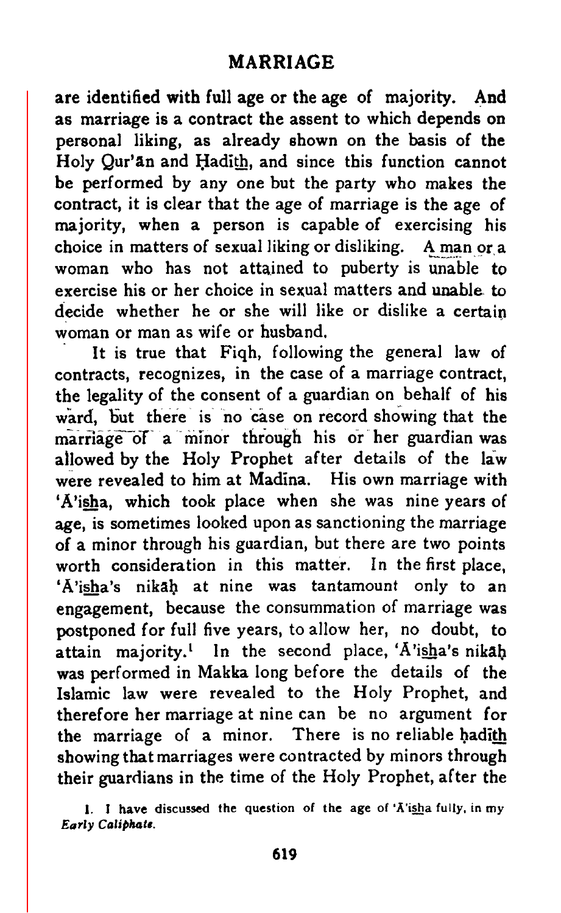are identified with full age or the age of majority. And as marriage is a contract the assent to which depends on personal liking, as already shown on the basis of the Holy Qur'ān and Ḥadīth, and since this function cannot be performed by any one but the party who makes the contract, it is clear that the age of marriage is the age of majority, when a person is capable of exercising his choice in matters of sexual liking or disliking. A man or a woman who has not attained to puberty is unable to exercise his or her choice in sexual matters and unable to decide whether he or she will like or dislike a certain woman or man as wife or husband.

It is true that Fiqh, following the general law of contracts, recognizes, in the case of a marriage contract, the legality of the consent of a guardian on behalf of his ward, but there is no case on record showing that the marriage of a minor through his or her guardian was allowed by the Holy Prophet after details of the law were revealed to him at Madīna. His own marriage with 'Ā'isha, which took place when she was nine years of age, is sometimes looked upon as sanctioning the marriage of a minor through his guardian, but there are two points worth consideration in this matter. In the first place, 'Ā'isha's nikāḥ at nine was tantamount only to an engagement, because the consummation of marriage was postponed for full five years, to allow her, no doubt, to attain majority.[1] In the second place, 'Ā'isha's nikāḥ was performed in Makka long before the details of the Islamic law were revealed to the Holy Prophet, and therefore her marriage at nine can be no argument for the marriage of a minor. There is no reliable ḥadīth showing that marriages were contracted by minors through their guardians in the time of the Holy Prophet, after the

1. I have discussed the question of the age of 'Ā'isha fully, in my *Early Caliphate*.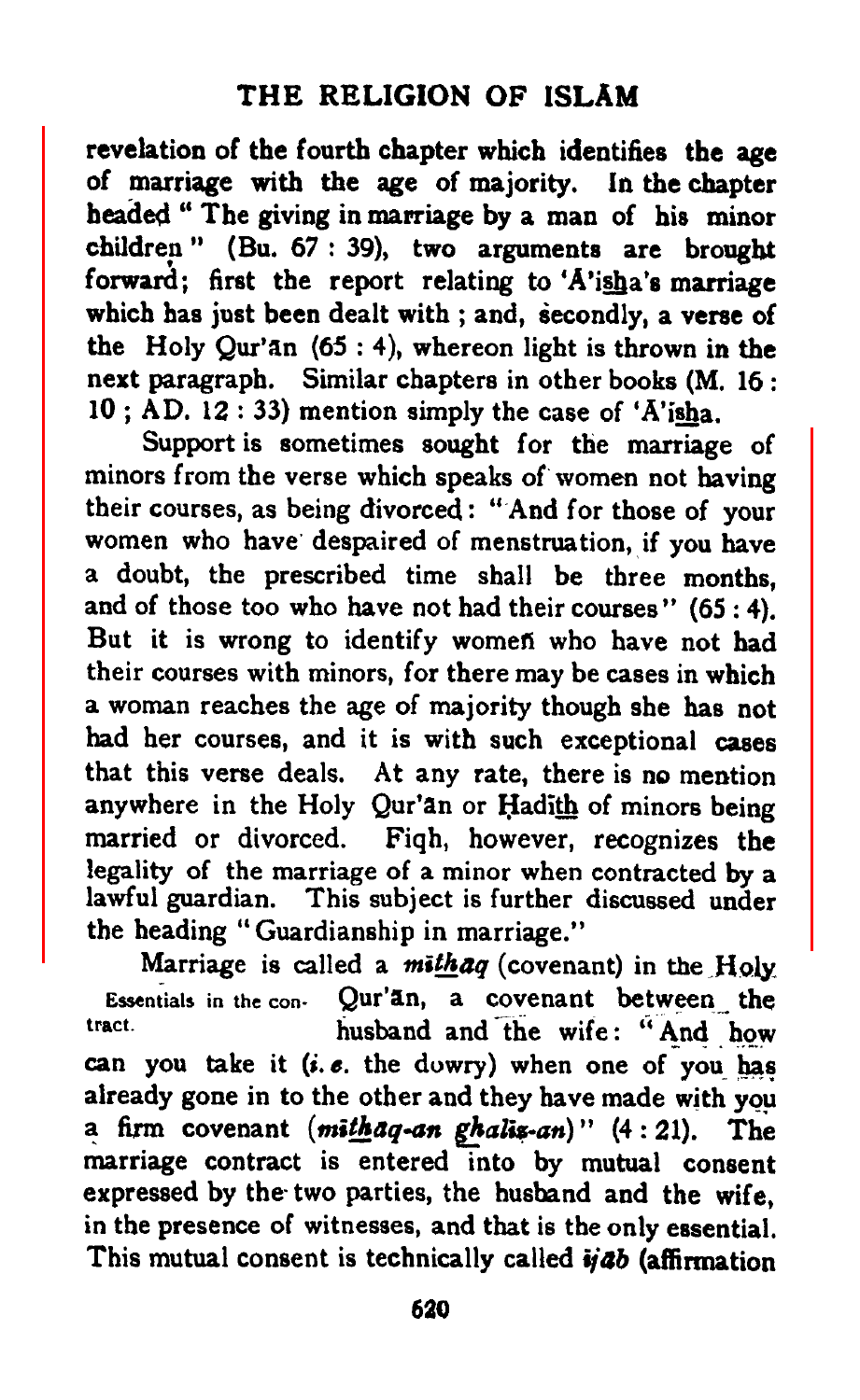revelation of the fourth chapter which identifies the age of marriage with the age of majority. In the chapter headed " The giving in marriage by a man of his minor children" (Bu. 67 : 39), two arguments are brought forward; first the report relating to 'Ā'isha's marriage which has just been dealt with; and, secondly, a verse of the Holy Qur'ān (65 : 4), whereon light is thrown in the next paragraph. Similar chapters in other books (M. 16 : 10 ; AD. 12 : 33) mention simply the case of 'Ā'isha.

Support is sometimes sought for the marriage of minors from the verse which speaks of women not having their courses, as being divorced: "And for those of your women who have despaired of menstruation, if you have a doubt, the prescribed time shall be three months, and of those too who have not had their courses" (65 : 4). But it is wrong to identify women who have not had their courses with minors, for there may be cases in which a woman reaches the age of majority though she has not had her courses, and it is with such exceptional cases that this verse deals. At any rate, there is no mention anywhere in the Holy Qur'ān or Ḥadīth of minors being married or divorced. Fiqh, however, recognizes the legality of the marriage of a minor when contracted by a lawful guardian. This subject is further discussed under the heading "Guardianship in marriage."

Essentials in the contract.

Marriage is called a *mīthāq* (covenant) in the Holy Qur'ān, a covenant between the husband and the wife: "And how can you take it (*i.e.* the dowry) when one of you has already gone in to the other and they have made with you a firm covenant (*mīthāq-an ghalīẓ-an*)" (4 : 21). The marriage contract is entered into by mutual consent expressed by the two parties, the husband and the wife, in the presence of witnesses, and that is the only essential. This mutual consent is technically called *ījāb* (affirmation